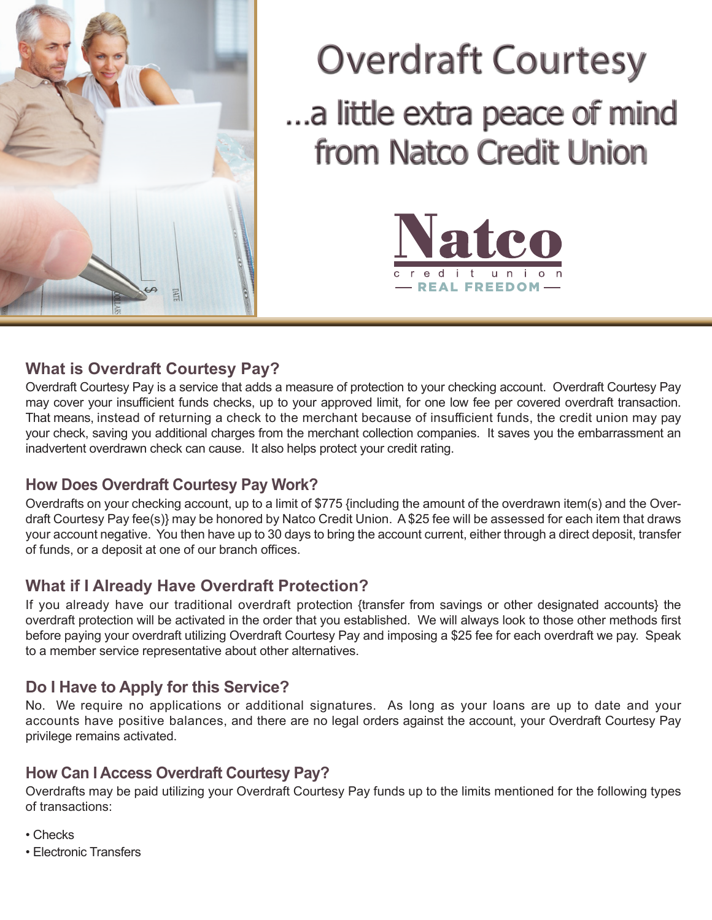# Overdraft Courtesy

## ...a little extra peace of mind from Natco Credit Union

Natco
credit union
— REAL FREEDOM —

### What is Overdraft Courtesy Pay?

Overdraft Courtesy Pay is a service that adds a measure of protection to your checking account. Overdraft Courtesy Pay may cover your insufficient funds checks, up to your approved limit, for one low fee per covered overdraft transaction. That means, instead of returning a check to the merchant because of insufficient funds, the credit union may pay your check, saving you additional charges from the merchant collection companies. It saves you the embarrassment an inadvertent overdrawn check can cause. It also helps protect your credit rating.

### How Does Overdraft Courtesy Pay Work?

Overdrafts on your checking account, up to a limit of $775 {including the amount of the overdrawn item(s) and the Overdraft Courtesy Pay fee(s)} may be honored by Natco Credit Union. A $25 fee will be assessed for each item that draws your account negative. You then have up to 30 days to bring the account current, either through a direct deposit, transfer of funds, or a deposit at one of our branch offices.

### What if I Already Have Overdraft Protection?

If you already have our traditional overdraft protection {transfer from savings or other designated accounts} the overdraft protection will be activated in the order that you established. We will always look to those other methods first before paying your overdraft utilizing Overdraft Courtesy Pay and imposing a $25 fee for each overdraft we pay. Speak to a member service representative about other alternatives.

### Do I Have to Apply for this Service?

No. We require no applications or additional signatures. As long as your loans are up to date and your accounts have positive balances, and there are no legal orders against the account, your Overdraft Courtesy Pay privilege remains activated.

### How Can I Access Overdraft Courtesy Pay?

Overdrafts may be paid utilizing your Overdraft Courtesy Pay funds up to the limits mentioned for the following types of transactions:

- Checks
- Electronic Transfers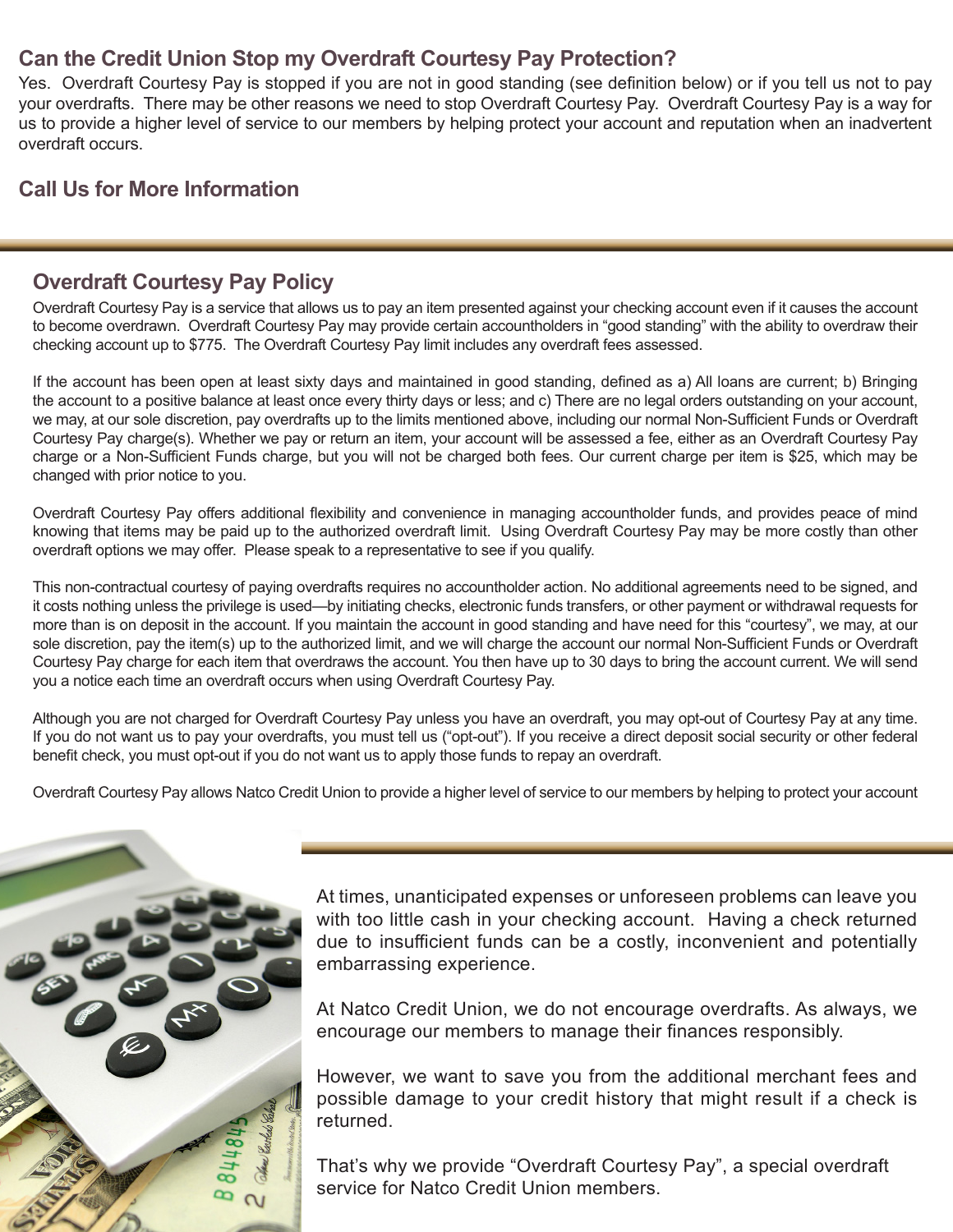## Can the Credit Union Stop my Overdraft Courtesy Pay Protection?

Yes. Overdraft Courtesy Pay is stopped if you are not in good standing (see definition below) or if you tell us not to pay your overdrafts. There may be other reasons we need to stop Overdraft Courtesy Pay. Overdraft Courtesy Pay is a way for us to provide a higher level of service to our members by helping protect your account and reputation when an inadvertent overdraft occurs.

## Call Us for More Information

## Overdraft Courtesy Pay Policy

Overdraft Courtesy Pay is a service that allows us to pay an item presented against your checking account even if it causes the account to become overdrawn. Overdraft Courtesy Pay may provide certain accountholders in "good standing" with the ability to overdraw their checking account up to $775. The Overdraft Courtesy Pay limit includes any overdraft fees assessed.

If the account has been open at least sixty days and maintained in good standing, defined as a) All loans are current; b) Bringing the account to a positive balance at least once every thirty days or less; and c) There are no legal orders outstanding on your account, we may, at our sole discretion, pay overdrafts up to the limits mentioned above, including our normal Non-Sufficient Funds or Overdraft Courtesy Pay charge(s). Whether we pay or return an item, your account will be assessed a fee, either as an Overdraft Courtesy Pay charge or a Non-Sufficient Funds charge, but you will not be charged both fees. Our current charge per item is $25, which may be changed with prior notice to you.

Overdraft Courtesy Pay offers additional flexibility and convenience in managing accountholder funds, and provides peace of mind knowing that items may be paid up to the authorized overdraft limit. Using Overdraft Courtesy Pay may be more costly than other overdraft options we may offer. Please speak to a representative to see if you qualify.

This non-contractual courtesy of paying overdrafts requires no accountholder action. No additional agreements need to be signed, and it costs nothing unless the privilege is used—by initiating checks, electronic funds transfers, or other payment or withdrawal requests for more than is on deposit in the account. If you maintain the account in good standing and have need for this "courtesy", we may, at our sole discretion, pay the item(s) up to the authorized limit, and we will charge the account our normal Non-Sufficient Funds or Overdraft Courtesy Pay charge for each item that overdraws the account. You then have up to 30 days to bring the account current. We will send you a notice each time an overdraft occurs when using Overdraft Courtesy Pay.

Although you are not charged for Overdraft Courtesy Pay unless you have an overdraft, you may opt-out of Courtesy Pay at any time. If you do not want us to pay your overdrafts, you must tell us ("opt-out"). If you receive a direct deposit social security or other federal benefit check, you must opt-out if you do not want us to apply those funds to repay an overdraft.

Overdraft Courtesy Pay allows Natco Credit Union to provide a higher level of service to our members by helping to protect your account

At times, unanticipated expenses or unforeseen problems can leave you with too little cash in your checking account. Having a check returned due to insufficient funds can be a costly, inconvenient and potentially embarrassing experience.

At Natco Credit Union, we do not encourage overdrafts. As always, we encourage our members to manage their finances responsibly.

However, we want to save you from the additional merchant fees and possible damage to your credit history that might result if a check is returned.

That's why we provide "Overdraft Courtesy Pay", a special overdraft service for Natco Credit Union members.